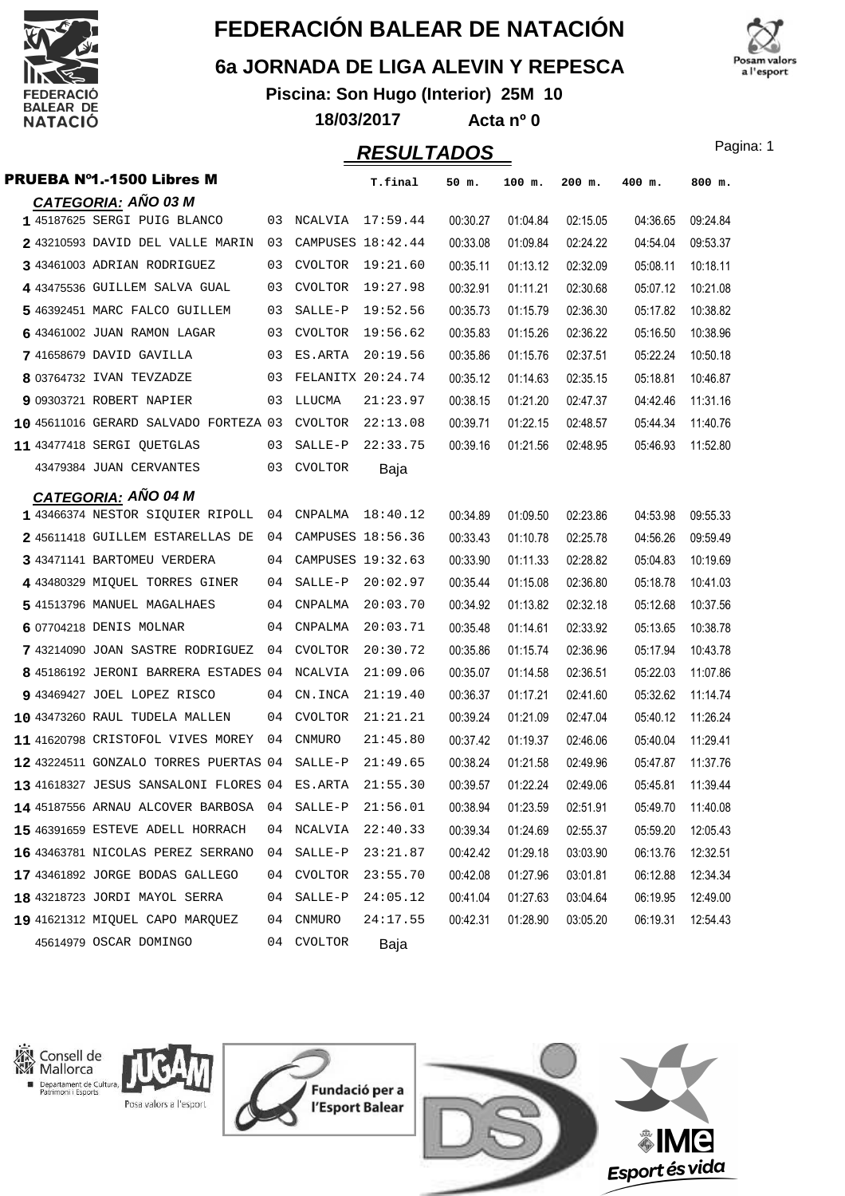# FEDERACIÓN BALEAR DE NATACIÓN

## 6a JORNADA DE LIGA ALEVIN Y REPESCA

**Piscina: Son Hugo (Interior) 25M 10**

**18/03/2017 Acta nº 0**

## RESULTADOS

### PRUEBA Nº1.-1500 Libres M

#### CATEGORIA: AÑO 03 M

| Pos | Licencia | Nombre | Año | Club | T.final | 50 m. | 100 m. | 200 m. | 400 m. | 800 m. |
|---|---|---|---|---|---|---|---|---|---|---|
| 1 | 45187625 | SERGI PUIG BLANCO | 03 | NCALVIA | 17:59.44 | 00:30.27 | 01:04.84 | 02:15.05 | 04:36.65 | 09:24.84 |
| 2 | 43210593 | DAVID DEL VALLE MARIN | 03 | CAMPUSES | 18:42.44 | 00:33.08 | 01:09.84 | 02:24.22 | 04:54.04 | 09:53.37 |
| 3 | 43461003 | ADRIAN RODRIGUEZ | 03 | CVOLTOR | 19:21.60 | 00:35.11 | 01:13.12 | 02:32.09 | 05:08.11 | 10:18.11 |
| 4 | 43475536 | GUILLEM SALVA GUAL | 03 | CVOLTOR | 19:27.98 | 00:32.91 | 01:11.21 | 02:30.68 | 05:07.12 | 10:21.08 |
| 5 | 46392451 | MARC FALCO GUILLEM | 03 | SALLE-P | 19:52.56 | 00:35.73 | 01:15.79 | 02:36.30 | 05:17.82 | 10:38.82 |
| 6 | 43461002 | JUAN RAMON LAGAR | 03 | CVOLTOR | 19:56.62 | 00:35.83 | 01:15.26 | 02:36.22 | 05:16.50 | 10:38.96 |
| 7 | 41658679 | DAVID GAVILLA | 03 | ES.ARTA | 20:19.56 | 00:35.86 | 01:15.76 | 02:37.51 | 05:22.24 | 10:50.18 |
| 8 | 03764732 | IVAN TEVZADZE | 03 | FELANITX | 20:24.74 | 00:35.12 | 01:14.63 | 02:35.15 | 05:18.81 | 10:46.87 |
| 9 | 09303721 | ROBERT NAPIER | 03 | LLUCMA | 21:23.97 | 00:38.15 | 01:21.20 | 02:47.37 | 04:42.46 | 11:31.16 |
| 10 | 45611016 | GERARD SALVADO FORTEZA | 03 | CVOLTOR | 22:13.08 | 00:39.71 | 01:22.15 | 02:48.57 | 05:44.34 | 11:40.76 |
| 11 | 43477418 | SERGI QUETGLAS | 03 | SALLE-P | 22:33.75 | 00:39.16 | 01:21.56 | 02:48.95 | 05:46.93 | 11:52.80 |
| | 43479384 | JUAN CERVANTES | 03 | CVOLTOR | Baja | | | | | |

#### CATEGORIA: AÑO 04 M

| Pos | Licencia | Nombre | Año | Club | T.final | 50 m. | 100 m. | 200 m. | 400 m. | 800 m. |
|---|---|---|---|---|---|---|---|---|---|---|
| 1 | 43466374 | NESTOR SIQUIER RIPOLL | 04 | CNPALMA | 18:40.12 | 00:34.89 | 01:09.50 | 02:23.86 | 04:53.98 | 09:55.33 |
| 2 | 45611418 | GUILLEM ESTARELLAS DE | 04 | CAMPUSES | 18:56.36 | 00:33.43 | 01:10.78 | 02:25.78 | 04:56.26 | 09:59.49 |
| 3 | 43471141 | BARTOMEU VERDERA | 04 | CAMPUSES | 19:32.63 | 00:33.90 | 01:11.33 | 02:28.82 | 05:04.83 | 10:19.69 |
| 4 | 43480329 | MIQUEL TORRES GINER | 04 | SALLE-P | 20:02.97 | 00:35.44 | 01:15.08 | 02:36.80 | 05:18.78 | 10:41.03 |
| 5 | 41513796 | MANUEL MAGALHAES | 04 | CNPALMA | 20:03.70 | 00:34.92 | 01:13.82 | 02:32.18 | 05:12.68 | 10:37.56 |
| 6 | 07704218 | DENIS MOLNAR | 04 | CNPALMA | 20:03.71 | 00:35.48 | 01:14.61 | 02:33.92 | 05:13.65 | 10:38.78 |
| 7 | 43214090 | JOAN SASTRE RODRIGUEZ | 04 | CVOLTOR | 20:30.72 | 00:35.86 | 01:15.74 | 02:36.96 | 05:17.94 | 10:43.78 |
| 8 | 45186192 | JERONI BARRERA ESTADES | 04 | NCALVIA | 21:09.06 | 00:35.07 | 01:14.58 | 02:36.51 | 05:22.03 | 11:07.86 |
| 9 | 43469427 | JOEL LOPEZ RISCO | 04 | CN.INCA | 21:19.40 | 00:36.37 | 01:17.21 | 02:41.60 | 05:32.62 | 11:14.74 |
| 10 | 43473260 | RAUL TUDELA MALLEN | 04 | CVOLTOR | 21:21.21 | 00:39.24 | 01:21.09 | 02:47.04 | 05:40.12 | 11:26.24 |
| 11 | 41620798 | CRISTOFOL VIVES MOREY | 04 | CNMURO | 21:45.80 | 00:37.42 | 01:19.37 | 02:46.06 | 05:40.04 | 11:29.41 |
| 12 | 43224511 | GONZALO TORRES PUERTAS | 04 | SALLE-P | 21:49.65 | 00:38.24 | 01:21.58 | 02:49.96 | 05:47.87 | 11:37.76 |
| 13 | 41618327 | JESUS SANSALONI FLORES | 04 | ES.ARTA | 21:55.30 | 00:39.57 | 01:22.24 | 02:49.06 | 05:45.81 | 11:39.44 |
| 14 | 45187556 | ARNAU ALCOVER BARBOSA | 04 | SALLE-P | 21:56.01 | 00:38.94 | 01:23.59 | 02:51.91 | 05:49.70 | 11:40.08 |
| 15 | 46391659 | ESTEVE ADELL HORRACH | 04 | NCALVIA | 22:40.33 | 00:39.34 | 01:24.69 | 02:55.37 | 05:59.20 | 12:05.43 |
| 16 | 43463781 | NICOLAS PEREZ SERRANO | 04 | SALLE-P | 23:21.87 | 00:42.42 | 01:29.18 | 03:03.90 | 06:13.76 | 12:32.51 |
| 17 | 43461892 | JORGE BODAS GALLEGO | 04 | CVOLTOR | 23:55.70 | 00:42.08 | 01:27.96 | 03:01.81 | 06:12.88 | 12:34.34 |
| 18 | 43218723 | JORDI MAYOL SERRA | 04 | SALLE-P | 24:05.12 | 00:41.04 | 01:27.63 | 03:04.64 | 06:19.95 | 12:49.00 |
| 19 | 41621312 | MIQUEL CAPO MARQUEZ | 04 | CNMURO | 24:17.55 | 00:42.31 | 01:28.90 | 03:05.20 | 06:19.31 | 12:54.43 |
| | 45614979 | OSCAR DOMINGO | 04 | CVOLTOR | Baja | | | | | |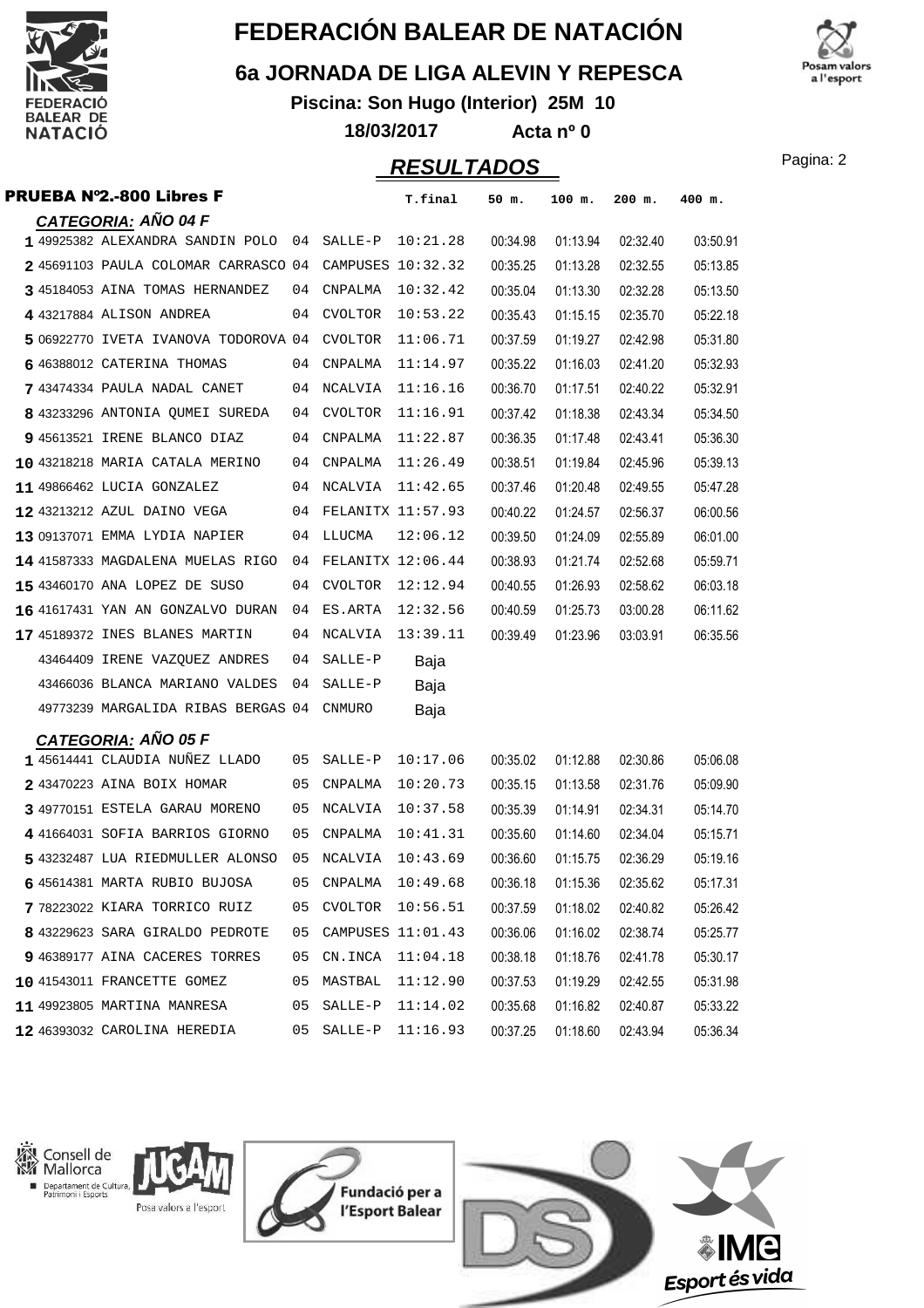# FEDERACIÓN BALEAR DE NATACIÓN

## 6a JORNADA DE LIGA ALEVIN Y REPESCA

**Piscina: Son Hugo (Interior) 25M 10**

**18/03/2017** **Acta nº 0**

## RESULTADOS

### PRUEBA Nº2.-800 Libres F

**CATEGORIA: AÑO 04 F**

| | Licencia | Nombre | Año | Club | T.final | 50 m. | 100 m. | 200 m. | 400 m. |
|---|---|---|---|---|---|---|---|---|---|
| 1 | 49925382 | ALEXANDRA SANDIN POLO | 04 | SALLE-P | 10:21.28 | 00:34.98 | 01:13.94 | 02:32.40 | 03:50.91 |
| 2 | 45691103 | PAULA COLOMAR CARRASCO | 04 | CAMPUSES | 10:32.32 | 00:35.25 | 01:13.28 | 02:32.55 | 05:13.85 |
| 3 | 45184053 | AINA TOMAS HERNANDEZ | 04 | CNPALMA | 10:32.42 | 00:35.04 | 01:13.30 | 02:32.28 | 05:13.50 |
| 4 | 43217884 | ALISON ANDREA | 04 | CVOLTOR | 10:53.22 | 00:35.43 | 01:15.15 | 02:35.70 | 05:22.18 |
| 5 | 06922770 | IVETA IVANOVA TODOROVA | 04 | CVOLTOR | 11:06.71 | 00:37.59 | 01:19.27 | 02:42.98 | 05:31.80 |
| 6 | 46388012 | CATERINA THOMAS | 04 | CNPALMA | 11:14.97 | 00:35.22 | 01:16.03 | 02:41.20 | 05:32.93 |
| 7 | 43474334 | PAULA NADAL CANET | 04 | NCALVIA | 11:16.16 | 00:36.70 | 01:17.51 | 02:40.22 | 05:32.91 |
| 8 | 43233296 | ANTONIA QUMEI SUREDA | 04 | CVOLTOR | 11:16.91 | 00:37.42 | 01:18.38 | 02:43.34 | 05:34.50 |
| 9 | 45613521 | IRENE BLANCO DIAZ | 04 | CNPALMA | 11:22.87 | 00:36.35 | 01:17.48 | 02:43.41 | 05:36.30 |
| 10 | 43218218 | MARIA CATALA MERINO | 04 | CNPALMA | 11:26.49 | 00:38.51 | 01:19.84 | 02:45.96 | 05:39.13 |
| 11 | 49866462 | LUCIA GONZALEZ | 04 | NCALVIA | 11:42.65 | 00:37.46 | 01:20.48 | 02:49.55 | 05:47.28 |
| 12 | 43213212 | AZUL DAINO VEGA | 04 | FELANITX | 11:57.93 | 00:40.22 | 01:24.57 | 02:56.37 | 06:00.56 |
| 13 | 09137071 | EMMA LYDIA NAPIER | 04 | LLUCMA | 12:06.12 | 00:39.50 | 01:24.09 | 02:55.89 | 06:01.00 |
| 14 | 41587333 | MAGDALENA MUELAS RIGO | 04 | FELANITX | 12:06.44 | 00:38.93 | 01:21.74 | 02:52.68 | 05:59.71 |
| 15 | 43460170 | ANA LOPEZ DE SUSO | 04 | CVOLTOR | 12:12.94 | 00:40.55 | 01:26.93 | 02:58.62 | 06:03.18 |
| 16 | 41617431 | YAN AN GONZALVO DURAN | 04 | ES.ARTA | 12:32.56 | 00:40.59 | 01:25.73 | 03:00.28 | 06:11.62 |
| 17 | 45189372 | INES BLANES MARTIN | 04 | NCALVIA | 13:39.11 | 00:39.49 | 01:23.96 | 03:03.91 | 06:35.56 |
| | 43464409 | IRENE VAZQUEZ ANDRES | 04 | SALLE-P | Baja | | | | |
| | 43466036 | BLANCA MARIANO VALDES | 04 | SALLE-P | Baja | | | | |
| | 49773239 | MARGALIDA RIBAS BERGAS | 04 | CNMURO | Baja | | | | |

**CATEGORIA: AÑO 05 F**

| | Licencia | Nombre | Año | Club | T.final | 50 m. | 100 m. | 200 m. | 400 m. |
|---|---|---|---|---|---|---|---|---|---|
| 1 | 45614441 | CLAUDIA NUÑEZ LLADO | 05 | SALLE-P | 10:17.06 | 00:35.02 | 01:12.88 | 02:30.86 | 05:06.08 |
| 2 | 43470223 | AINA BOIX HOMAR | 05 | CNPALMA | 10:20.73 | 00:35.15 | 01:13.58 | 02:31.76 | 05:09.90 |
| 3 | 49770151 | ESTELA GARAU MORENO | 05 | NCALVIA | 10:37.58 | 00:35.39 | 01:14.91 | 02:34.31 | 05:14.70 |
| 4 | 41664031 | SOFIA BARRIOS GIORNO | 05 | CNPALMA | 10:41.31 | 00:35.60 | 01:14.60 | 02:34.04 | 05:15.71 |
| 5 | 43232487 | LUA RIEDMULLER ALONSO | 05 | NCALVIA | 10:43.69 | 00:36.60 | 01:15.75 | 02:36.29 | 05:19.16 |
| 6 | 45614381 | MARTA RUBIO BUJOSA | 05 | CNPALMA | 10:49.68 | 00:36.18 | 01:15.36 | 02:35.62 | 05:17.31 |
| 7 | 78223022 | KIARA TORRICO RUIZ | 05 | CVOLTOR | 10:56.51 | 00:37.59 | 01:18.02 | 02:40.82 | 05:26.42 |
| 8 | 43229623 | SARA GIRALDO PEDROTE | 05 | CAMPUSES | 11:01.43 | 00:36.06 | 01:16.02 | 02:38.74 | 05:25.77 |
| 9 | 46389177 | AINA CACERES TORRES | 05 | CN.INCA | 11:04.18 | 00:38.18 | 01:18.76 | 02:41.78 | 05:30.17 |
| 10 | 41543011 | FRANCETTE GOMEZ | 05 | MASTBAL | 11:12.90 | 00:37.53 | 01:19.29 | 02:42.55 | 05:31.98 |
| 11 | 49923805 | MARTINA MANRESA | 05 | SALLE-P | 11:14.02 | 00:35.68 | 01:16.82 | 02:40.87 | 05:33.22 |
| 12 | 46393032 | CAROLINA HEREDIA | 05 | SALLE-P | 11:16.93 | 00:37.25 | 01:18.60 | 02:43.94 | 05:36.34 |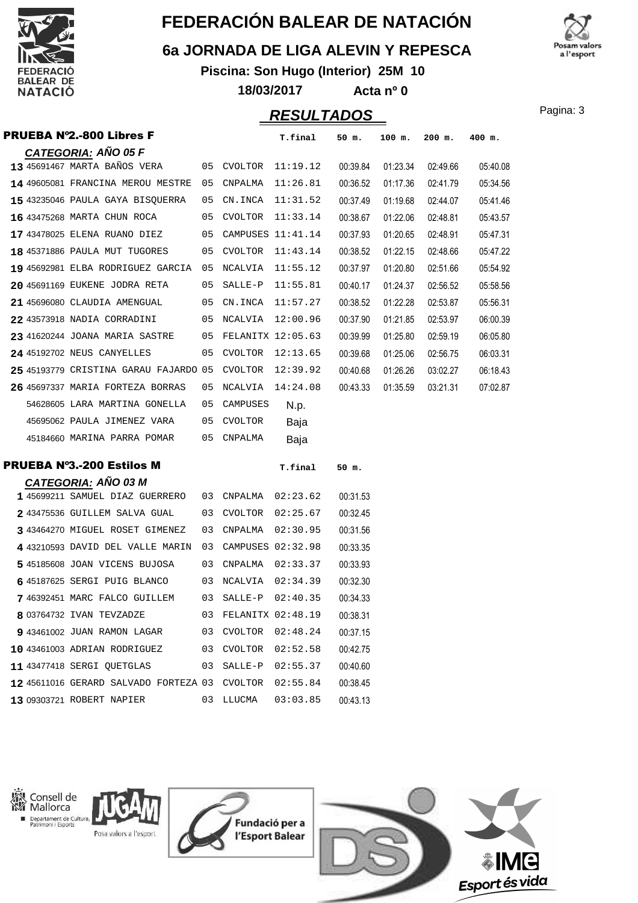# FEDERACIÓN BALEAR DE NATACIÓN

## 6a JORNADA DE LIGA ALEVIN Y REPESCA

**Piscina: Son Hugo (Interior) 25M 10**

**18/03/2017 Acta nº 0**

## RESULTADOS

### PRUEBA Nº2.-800 Libres F

***CATEGORIA: AÑO 05 F***

| Pos. | Licencia | Nombre | Año | Club | T.final | 50 m. | 100 m. | 200 m. | 400 m. |
|---|---|---|---|---|---|---|---|---|---|
| 13 | 45691467 | MARTA BAÑOS VERA | 05 | CVOLTOR | 11:19.12 | 00:39.84 | 01:23.34 | 02:49.66 | 05:40.08 |
| 14 | 49605081 | FRANCINA MEROU MESTRE | 05 | CNPALMA | 11:26.81 | 00:36.52 | 01:17.36 | 02:41.79 | 05:34.56 |
| 15 | 43235046 | PAULA GAYA BISQUERRA | 05 | CN.INCA | 11:31.52 | 00:37.49 | 01:19.68 | 02:44.07 | 05:41.46 |
| 16 | 43475268 | MARTA CHUN ROCA | 05 | CVOLTOR | 11:33.14 | 00:38.67 | 01:22.06 | 02:48.81 | 05:43.57 |
| 17 | 43478025 | ELENA RUANO DIEZ | 05 | CAMPUSES | 11:41.14 | 00:37.93 | 01:20.65 | 02:48.91 | 05:47.31 |
| 18 | 45371886 | PAULA MUT TUGORES | 05 | CVOLTOR | 11:43.14 | 00:38.52 | 01:22.15 | 02:48.66 | 05:47.22 |
| 19 | 45692981 | ELBA RODRIGUEZ GARCIA | 05 | NCALVIA | 11:55.12 | 00:37.97 | 01:20.80 | 02:51.66 | 05:54.92 |
| 20 | 45691169 | EUKENE JODRA RETA | 05 | SALLE-P | 11:55.81 | 00:40.17 | 01:24.37 | 02:56.52 | 05:58.56 |
| 21 | 45696080 | CLAUDIA AMENGUAL | 05 | CN.INCA | 11:57.27 | 00:38.52 | 01:22.28 | 02:53.87 | 05:56.31 |
| 22 | 43573918 | NADIA CORRADINI | 05 | NCALVIA | 12:00.96 | 00:37.90 | 01:21.85 | 02:53.97 | 06:00.39 |
| 23 | 41620244 | JOANA MARIA SASTRE | 05 | FELANITX | 12:05.63 | 00:39.99 | 01:25.80 | 02:59.19 | 06:05.80 |
| 24 | 45192702 | NEUS CANYELLES | 05 | CVOLTOR | 12:13.65 | 00:39.68 | 01:25.06 | 02:56.75 | 06:03.31 |
| 25 | 45193779 | CRISTINA GARAU FAJARDO | 05 | CVOLTOR | 12:39.92 | 00:40.68 | 01:26.26 | 03:02.27 | 06:18.43 |
| 26 | 45697337 | MARIA FORTEZA BORRAS | 05 | NCALVIA | 14:24.08 | 00:43.33 | 01:35.59 | 03:21.31 | 07:02.87 |
| | 54628605 | LARA MARTINA GONELLA | 05 | CAMPUSES | N.p. | | | | |
| | 45695062 | PAULA JIMENEZ VARA | 05 | CVOLTOR | Baja | | | | |
| | 45184660 | MARINA PARRA POMAR | 05 | CNPALMA | Baja | | | | |

### PRUEBA Nº3.-200 Estilos M

***CATEGORIA: AÑO 03 M***

| Pos. | Licencia | Nombre | Año | Club | T.final | 50 m. |
|---|---|---|---|---|---|---|
| 1 | 45699211 | SAMUEL DIAZ GUERRERO | 03 | CNPALMA | 02:23.62 | 00:31.53 |
| 2 | 43475536 | GUILLEM SALVA GUAL | 03 | CVOLTOR | 02:25.67 | 00:32.45 |
| 3 | 43464270 | MIGUEL ROSET GIMENEZ | 03 | CNPALMA | 02:30.95 | 00:31.56 |
| 4 | 43210593 | DAVID DEL VALLE MARIN | 03 | CAMPUSES | 02:32.98 | 00:33.35 |
| 5 | 45185608 | JOAN VICENS BUJOSA | 03 | CNPALMA | 02:33.37 | 00:33.93 |
| 6 | 45187625 | SERGI PUIG BLANCO | 03 | NCALVIA | 02:34.39 | 00:32.30 |
| 7 | 46392451 | MARC FALCO GUILLEM | 03 | SALLE-P | 02:40.35 | 00:34.33 |
| 8 | 03764732 | IVAN TEVZADZE | 03 | FELANITX | 02:48.19 | 00:38.31 |
| 9 | 43461002 | JUAN RAMON LAGAR | 03 | CVOLTOR | 02:48.24 | 00:37.15 |
| 10 | 43461003 | ADRIAN RODRIGUEZ | 03 | CVOLTOR | 02:52.58 | 00:42.75 |
| 11 | 43477418 | SERGI QUETGLAS | 03 | SALLE-P | 02:55.37 | 00:40.60 |
| 12 | 45611016 | GERARD SALVADO FORTEZA | 03 | CVOLTOR | 02:55.84 | 00:38.45 |
| 13 | 09303721 | ROBERT NAPIER | 03 | LLUCMA | 03:03.85 | 00:43.13 |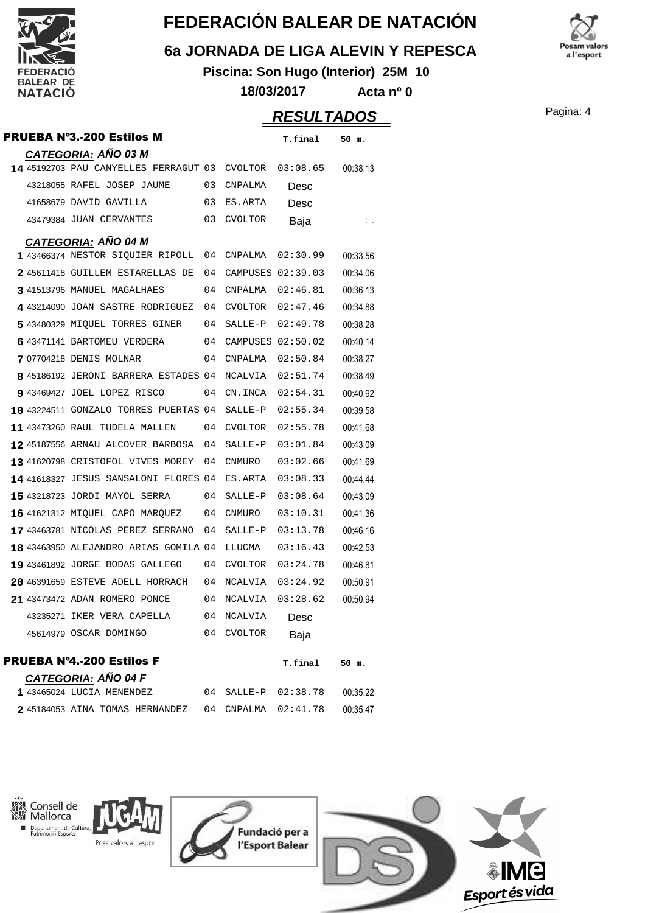# FEDERACIÓN BALEAR DE NATACIÓN

## 6a JORNADA DE LIGA ALEVIN Y REPESCA

**Piscina: Son Hugo (Interior) 25M 10**

**18/03/2017 Acta nº 0**

## RESULTADOS

### PRUEBA Nº3.-200 Estilos M

| | | | | | T.final | 50 m. |
|---|---|---|---|---|---|---|
| **CATEGORIA: AÑO 03 M** | | | | | | |
| 14 | 45192703 | PAU CANYELLES FERRAGUT | 03 | CVOLTOR | 03:08.65 | 00:38.13 |
| | 43218055 | RAFEL JOSEP JAUME | 03 | CNPALMA | Desc | |
| | 41658679 | DAVID GAVILLA | 03 | ES.ARTA | Desc | |
| | 43479384 | JUAN CERVANTES | 03 | CVOLTOR | Baja | : . |
| **CATEGORIA: AÑO 04 M** | | | | | | |
| 1 | 43466374 | NESTOR SIQUIER RIPOLL | 04 | CNPALMA | 02:30.99 | 00:33.56 |
| 2 | 45611418 | GUILLEM ESTARELLAS DE | 04 | CAMPUSES | 02:39.03 | 00:34.06 |
| 3 | 41513796 | MANUEL MAGALHAES | 04 | CNPALMA | 02:46.81 | 00:36.13 |
| 4 | 43214090 | JOAN SASTRE RODRIGUEZ | 04 | CVOLTOR | 02:47.46 | 00:34.88 |
| 5 | 43480329 | MIQUEL TORRES GINER | 04 | SALLE-P | 02:49.78 | 00:38.28 |
| 6 | 43471141 | BARTOMEU VERDERA | 04 | CAMPUSES | 02:50.02 | 00:40.14 |
| 7 | 07704218 | DENIS MOLNAR | 04 | CNPALMA | 02:50.84 | 00:38.27 |
| 8 | 45186192 | JERONI BARRERA ESTADES | 04 | NCALVIA | 02:51.74 | 00:38.49 |
| 9 | 43469427 | JOEL LOPEZ RISCO | 04 | CN.INCA | 02:54.31 | 00:40.92 |
| 10 | 43224511 | GONZALO TORRES PUERTAS | 04 | SALLE-P | 02:55.34 | 00:39.58 |
| 11 | 43473260 | RAUL TUDELA MALLEN | 04 | CVOLTOR | 02:55.78 | 00:41.68 |
| 12 | 45187556 | ARNAU ALCOVER BARBOSA | 04 | SALLE-P | 03:01.84 | 00:43.09 |
| 13 | 41620798 | CRISTOFOL VIVES MOREY | 04 | CNMURO | 03:02.66 | 00:41.69 |
| 14 | 41618327 | JESUS SANSALONI FLORES | 04 | ES.ARTA | 03:08.33 | 00:44.44 |
| 15 | 43218723 | JORDI MAYOL SERRA | 04 | SALLE-P | 03:08.64 | 00:43.09 |
| 16 | 41621312 | MIQUEL CAPO MARQUEZ | 04 | CNMURO | 03:10.31 | 00:41.36 |
| 17 | 43463781 | NICOLAS PEREZ SERRANO | 04 | SALLE-P | 03:13.78 | 00:46.16 |
| 18 | 43463950 | ALEJANDRO ARIAS GOMILA | 04 | LLUCMA | 03:16.43 | 00:42.53 |
| 19 | 43461892 | JORGE BODAS GALLEGO | 04 | CVOLTOR | 03:24.78 | 00:46.81 |
| 20 | 46391659 | ESTEVE ADELL HORRACH | 04 | NCALVIA | 03:24.92 | 00:50.91 |
| 21 | 43473472 | ADAN ROMERO PONCE | 04 | NCALVIA | 03:28.62 | 00:50.94 |
| | 43235271 | IKER VERA CAPELLA | 04 | NCALVIA | Desc | |
| | 45614979 | OSCAR DOMINGO | 04 | CVOLTOR | Baja | |

### PRUEBA Nº4.-200 Estilos F

| | | | | | T.final | 50 m. |
|---|---|---|---|---|---|---|
| **CATEGORIA: AÑO 04 F** | | | | | | |
| 1 | 43465024 | LUCIA MENENDEZ | 04 | SALLE-P | 02:38.78 | 00:35.22 |
| 2 | 45184053 | AINA TOMAS HERNANDEZ | 04 | CNPALMA | 02:41.78 | 00:35.47 |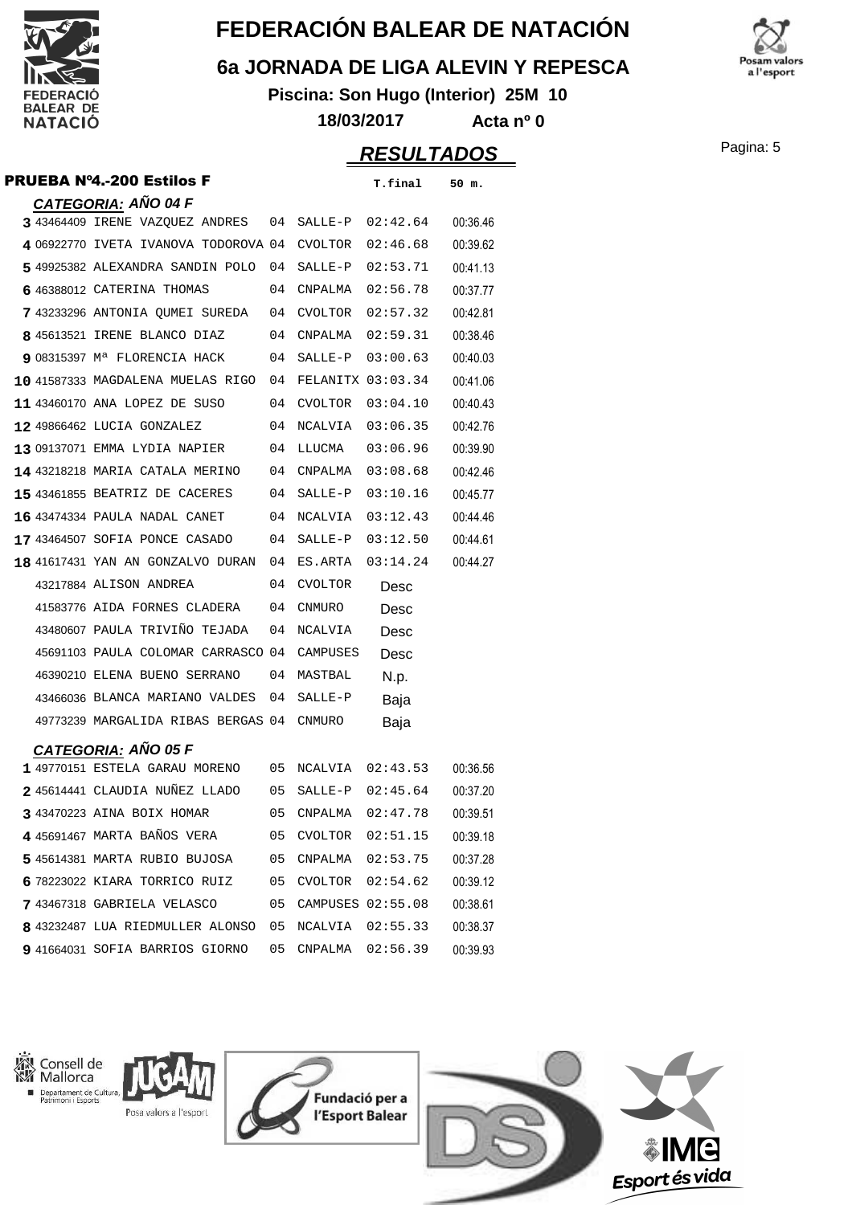# FEDERACIÓN BALEAR DE NATACIÓN

## 6a JORNADA DE LIGA ALEVIN Y REPESCA

**Piscina: Son Hugo (Interior) 25M 10**

**18/03/2017** **Acta nº 0**

## *RESULTADOS*

### PRUEBA Nº4.-200 Estilos F

#### *CATEGORIA: AÑO 04 F*

| Pos. | Licencia | Nombre | Año | Club | T.final | 50 m. |
|---|---|---|---|---|---|---|
| 3 | 43464409 | IRENE VAZQUEZ ANDRES | 04 | SALLE-P | 02:42.64 | 00:36.46 |
| 4 | 06922770 | IVETA IVANOVA TODOROVA | 04 | CVOLTOR | 02:46.68 | 00:39.62 |
| 5 | 49925382 | ALEXANDRA SANDIN POLO | 04 | SALLE-P | 02:53.71 | 00:41.13 |
| 6 | 46388012 | CATERINA THOMAS | 04 | CNPALMA | 02:56.78 | 00:37.77 |
| 7 | 43233296 | ANTONIA QUMEI SUREDA | 04 | CVOLTOR | 02:57.32 | 00:42.81 |
| 8 | 45613521 | IRENE BLANCO DIAZ | 04 | CNPALMA | 02:59.31 | 00:38.46 |
| 9 | 08315397 | Mª FLORENCIA HACK | 04 | SALLE-P | 03:00.63 | 00:40.03 |
| 10 | 41587333 | MAGDALENA MUELAS RIGO | 04 | FELANITX | 03:03.34 | 00:41.06 |
| 11 | 43460170 | ANA LOPEZ DE SUSO | 04 | CVOLTOR | 03:04.10 | 00:40.43 |
| 12 | 49866462 | LUCIA GONZALEZ | 04 | NCALVIA | 03:06.35 | 00:42.76 |
| 13 | 09137071 | EMMA LYDIA NAPIER | 04 | LLUCMA | 03:06.96 | 00:39.90 |
| 14 | 43218218 | MARIA CATALA MERINO | 04 | CNPALMA | 03:08.68 | 00:42.46 |
| 15 | 43461855 | BEATRIZ DE CACERES | 04 | SALLE-P | 03:10.16 | 00:45.77 |
| 16 | 43474334 | PAULA NADAL CANET | 04 | NCALVIA | 03:12.43 | 00:44.46 |
| 17 | 43464507 | SOFIA PONCE CASADO | 04 | SALLE-P | 03:12.50 | 00:44.61 |
| 18 | 41617431 | YAN AN GONZALVO DURAN | 04 | ES.ARTA | 03:14.24 | 00:44.27 |
| | 43217884 | ALISON ANDREA | 04 | CVOLTOR | Desc | |
| | 41583776 | AIDA FORNES CLADERA | 04 | CNMURO | Desc | |
| | 43480607 | PAULA TRIVIÑO TEJADA | 04 | NCALVIA | Desc | |
| | 45691103 | PAULA COLOMAR CARRASCO | 04 | CAMPUSES | Desc | |
| | 46390210 | ELENA BUENO SERRANO | 04 | MASTBAL | N.p. | |
| | 43466036 | BLANCA MARIANO VALDES | 04 | SALLE-P | Baja | |
| | 49773239 | MARGALIDA RIBAS BERGAS | 04 | CNMURO | Baja | |

#### *CATEGORIA: AÑO 05 F*

| Pos. | Licencia | Nombre | Año | Club | T.final | 50 m. |
|---|---|---|---|---|---|---|
| 1 | 49770151 | ESTELA GARAU MORENO | 05 | NCALVIA | 02:43.53 | 00:36.56 |
| 2 | 45614441 | CLAUDIA NUÑEZ LLADO | 05 | SALLE-P | 02:45.64 | 00:37.20 |
| 3 | 43470223 | AINA BOIX HOMAR | 05 | CNPALMA | 02:47.78 | 00:39.51 |
| 4 | 45691467 | MARTA BAÑOS VERA | 05 | CVOLTOR | 02:51.15 | 00:39.18 |
| 5 | 45614381 | MARTA RUBIO BUJOSA | 05 | CNPALMA | 02:53.75 | 00:37.28 |
| 6 | 78223022 | KIARA TORRICO RUIZ | 05 | CVOLTOR | 02:54.62 | 00:39.12 |
| 7 | 43467318 | GABRIELA VELASCO | 05 | CAMPUSES | 02:55.08 | 00:38.61 |
| 8 | 43232487 | LUA RIEDMULLER ALONSO | 05 | NCALVIA | 02:55.33 | 00:38.37 |
| 9 | 41664031 | SOFIA BARRIOS GIORNO | 05 | CNPALMA | 02:56.39 | 00:39.93 |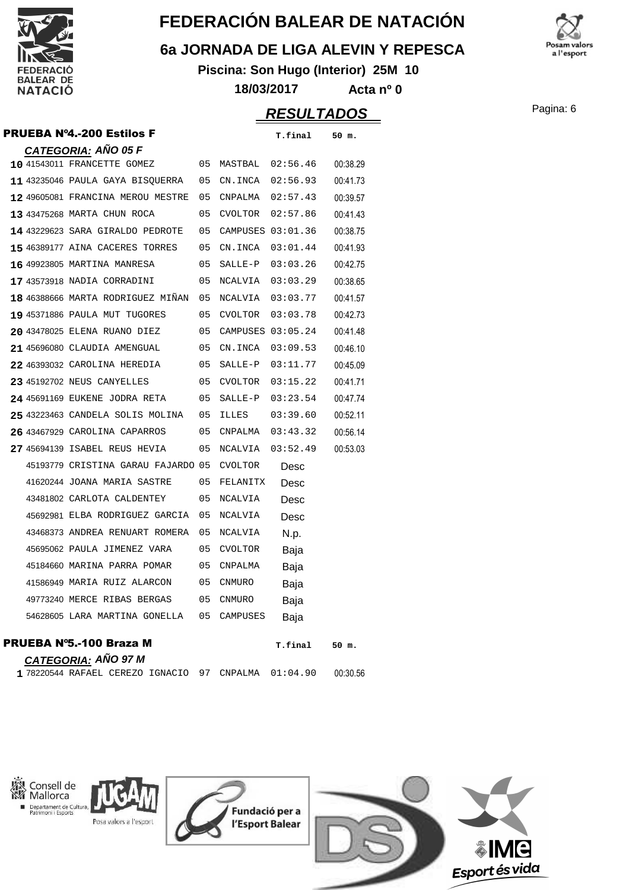# FEDERACIÓN BALEAR DE NATACIÓN

## 6a JORNADA DE LIGA ALEVIN Y REPESCA

**Piscina: Son Hugo (Interior) 25M 10**

**18/03/2017 Acta nº 0**

## RESULTADOS

### PRUEBA Nº4.-200 Estilos F

**CATEGORIA: AÑO 05 F**

| Pos. | Licencia | Nombre | Año | Club | T.final | 50 m. |
|---|---|---|---|---|---|---|
| 10 | 41543011 | FRANCETTE GOMEZ | 05 | MASTBAL | 02:56.46 | 00:38.29 |
| 11 | 43235046 | PAULA GAYA BISQUERRA | 05 | CN.INCA | 02:56.93 | 00:41.73 |
| 12 | 49605081 | FRANCINA MEROU MESTRE | 05 | CNPALMA | 02:57.43 | 00:39.57 |
| 13 | 43475268 | MARTA CHUN ROCA | 05 | CVOLTOR | 02:57.86 | 00:41.43 |
| 14 | 43229623 | SARA GIRALDO PEDROTE | 05 | CAMPUSES | 03:01.36 | 00:38.75 |
| 15 | 46389177 | AINA CACERES TORRES | 05 | CN.INCA | 03:01.44 | 00:41.93 |
| 16 | 49923805 | MARTINA MANRESA | 05 | SALLE-P | 03:03.26 | 00:42.75 |
| 17 | 43573918 | NADIA CORRADINI | 05 | NCALVIA | 03:03.29 | 00:38.65 |
| 18 | 46388666 | MARTA RODRIGUEZ MIÑAN | 05 | NCALVIA | 03:03.77 | 00:41.57 |
| 19 | 45371886 | PAULA MUT TUGORES | 05 | CVOLTOR | 03:03.78 | 00:42.73 |
| 20 | 43478025 | ELENA RUANO DIEZ | 05 | CAMPUSES | 03:05.24 | 00:41.48 |
| 21 | 45696080 | CLAUDIA AMENGUAL | 05 | CN.INCA | 03:09.53 | 00:46.10 |
| 22 | 46393032 | CAROLINA HEREDIA | 05 | SALLE-P | 03:11.77 | 00:45.09 |
| 23 | 45192702 | NEUS CANYELLES | 05 | CVOLTOR | 03:15.22 | 00:41.71 |
| 24 | 45691169 | EUKENE JODRA RETA | 05 | SALLE-P | 03:23.54 | 00:47.74 |
| 25 | 43223463 | CANDELA SOLIS MOLINA | 05 | ILLES | 03:39.60 | 00:52.11 |
| 26 | 43467929 | CAROLINA CAPARROS | 05 | CNPALMA | 03:43.32 | 00:56.14 |
| 27 | 45694139 | ISABEL REUS HEVIA | 05 | NCALVIA | 03:52.49 | 00:53.03 |
| | 45193779 | CRISTINA GARAU FAJARDO | 05 | CVOLTOR | Desc | |
| | 41620244 | JOANA MARIA SASTRE | 05 | FELANITX | Desc | |
| | 43481802 | CARLOTA CALDENTEY | 05 | NCALVIA | Desc | |
| | 45692981 | ELBA RODRIGUEZ GARCIA | 05 | NCALVIA | Desc | |
| | 43468373 | ANDREA RENUART ROMERA | 05 | NCALVIA | N.p. | |
| | 45695062 | PAULA JIMENEZ VARA | 05 | CVOLTOR | Baja | |
| | 45184660 | MARINA PARRA POMAR | 05 | CNPALMA | Baja | |
| | 41586949 | MARIA RUIZ ALARCON | 05 | CNMURO | Baja | |
| | 49773240 | MERCE RIBAS BERGAS | 05 | CNMURO | Baja | |
| | 54628605 | LARA MARTINA GONELLA | 05 | CAMPUSES | Baja | |

### PRUEBA Nº5.-100 Braza M

**CATEGORIA: AÑO 97 M**

| Pos. | Licencia | Nombre | Año | Club | T.final | 50 m. |
|---|---|---|---|---|---|---|
| 1 | 78220544 | RAFAEL CEREZO IGNACIO | 97 | CNPALMA | 01:04.90 | 00:30.56 |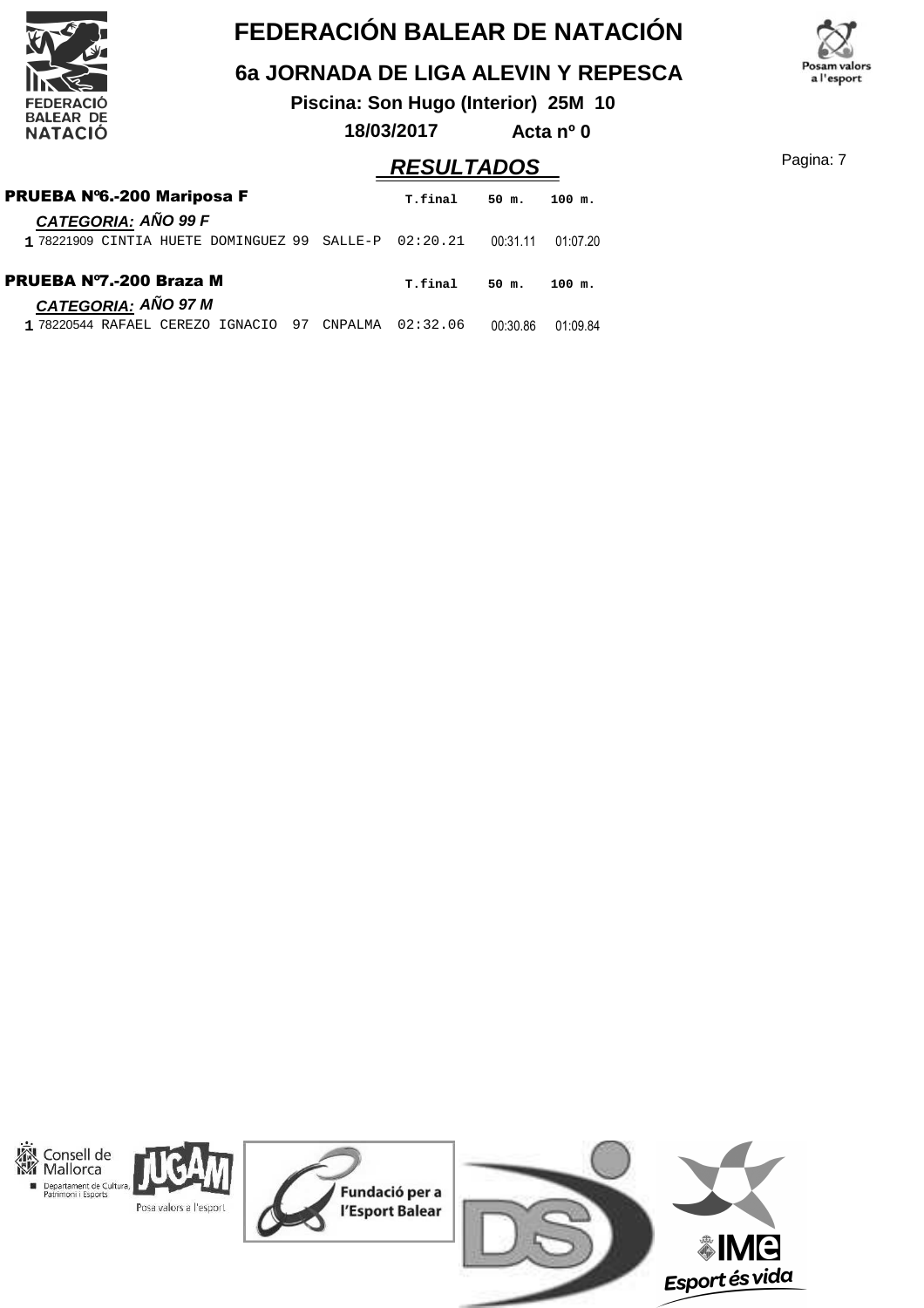# FEDERACIÓN BALEAR DE NATACIÓN

## 6a JORNADA DE LIGA ALEVIN Y REPESCA

**Piscina: Son Hugo (Interior) 25M 10**

**18/03/2017 Acta nº 0**

## *RESULTADOS*

### PRUEBA Nº6.-200 Mariposa F

***CATEGORIA:* AÑO 99 F**

| | | | | | T.final | 50 m. | 100 m. |
|---|---|---|---|---|---|---|---|
| 1 | 78221909 | CINTIA HUETE DOMINGUEZ | 99 | SALLE-P | 02:20.21 | 00:31.11 | 01:07.20 |

### PRUEBA Nº7.-200 Braza M

***CATEGORIA:* AÑO 97 M**

| | | | | | T.final | 50 m. | 100 m. |
|---|---|---|---|---|---|---|---|
| 1 | 78220544 | RAFAEL CEREZO IGNACIO | 97 | CNPALMA | 02:32.06 | 00:30.86 | 01:09.84 |